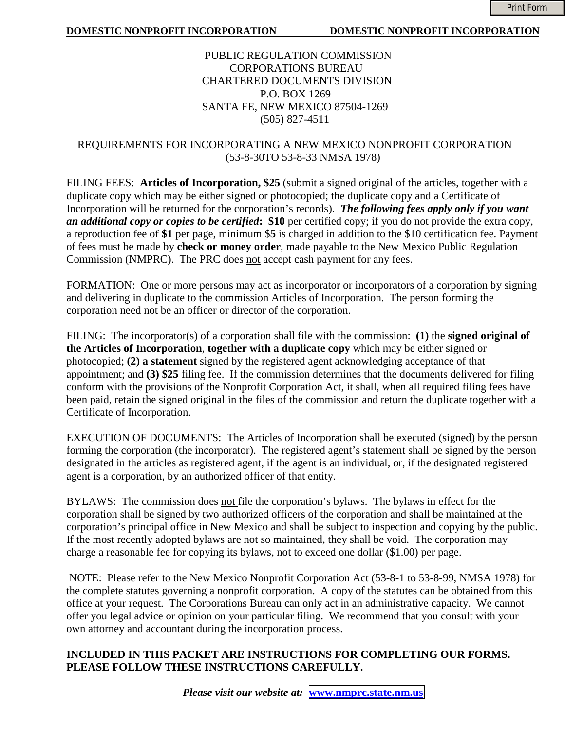**DOMESTIC NONPROFIT INCORPORATION** **DOMESTIC NONPROFIT INCORPORATION**

PUBLIC REGULATION COMMISSION
CORPORATIONS BUREAU
CHARTERED DOCUMENTS DIVISION
P.O. BOX 1269
SANTA FE, NEW MEXICO 87504-1269
(505) 827-4511

REQUIREMENTS FOR INCORPORATING A NEW MEXICO NONPROFIT CORPORATION
(53-8-30TO 53-8-33 NMSA 1978)

FILING FEES: **Articles of Incorporation, $25** (submit a signed original of the articles, together with a duplicate copy which may be either signed or photocopied; the duplicate copy and a Certificate of Incorporation will be returned for the corporation's records). ***The following fees apply only if you want an additional copy or copies to be certified*: $10** per certified copy; if you do not provide the extra copy, a reproduction fee of **$1** per page, minimum $**5** is charged in addition to the $10 certification fee. Payment of fees must be made by **check or money order**, made payable to the New Mexico Public Regulation Commission (NMPRC). The PRC does not accept cash payment for any fees.

FORMATION: One or more persons may act as incorporator or incorporators of a corporation by signing and delivering in duplicate to the commission Articles of Incorporation. The person forming the corporation need not be an officer or director of the corporation.

FILING: The incorporator(s) of a corporation shall file with the commission: **(1)** the **signed original of the Articles of Incorporation**, **together with a duplicate copy** which may be either signed or photocopied; **(2) a statement** signed by the registered agent acknowledging acceptance of that appointment; and **(3) $25** filing fee. If the commission determines that the documents delivered for filing conform with the provisions of the Nonprofit Corporation Act, it shall, when all required filing fees have been paid, retain the signed original in the files of the commission and return the duplicate together with a Certificate of Incorporation.

EXECUTION OF DOCUMENTS: The Articles of Incorporation shall be executed (signed) by the person forming the corporation (the incorporator). The registered agent's statement shall be signed by the person designated in the articles as registered agent, if the agent is an individual, or, if the designated registered agent is a corporation, by an authorized officer of that entity.

BYLAWS: The commission does not file the corporation's bylaws. The bylaws in effect for the corporation shall be signed by two authorized officers of the corporation and shall be maintained at the corporation's principal office in New Mexico and shall be subject to inspection and copying by the public. If the most recently adopted bylaws are not so maintained, they shall be void. The corporation may charge a reasonable fee for copying its bylaws, not to exceed one dollar ($1.00) per page.

NOTE: Please refer to the New Mexico Nonprofit Corporation Act (53-8-1 to 53-8-99, NMSA 1978) for the complete statutes governing a nonprofit corporation. A copy of the statutes can be obtained from this office at your request. The Corporations Bureau can only act in an administrative capacity. We cannot offer you legal advice or opinion on your particular filing. We recommend that you consult with your own attorney and accountant during the incorporation process.

**INCLUDED IN THIS PACKET ARE INSTRUCTIONS FOR COMPLETING OUR FORMS. PLEASE FOLLOW THESE INSTRUCTIONS CAREFULLY.**

***Please visit our website at:* www.nmprc.state.nm.us**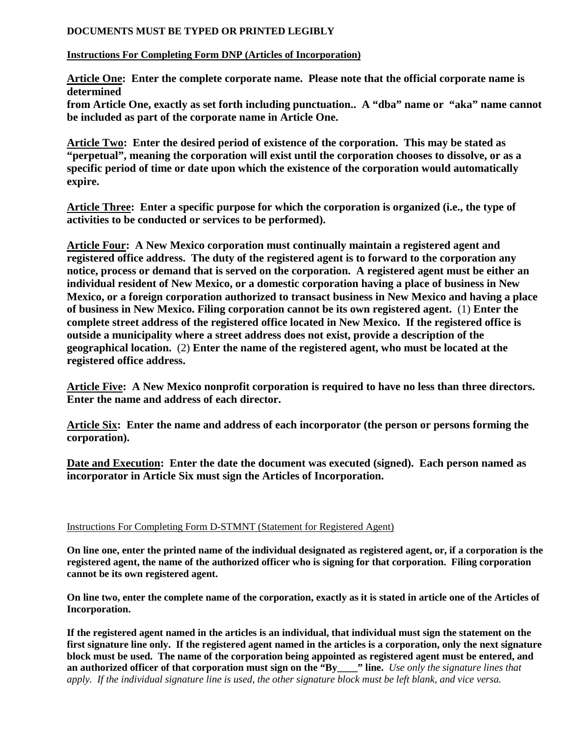**DOCUMENTS MUST BE TYPED OR PRINTED LEGIBLY**

**Instructions For Completing Form DNP (Articles of Incorporation)**

**Article One: Enter the complete corporate name. Please note that the official corporate name is determined from Article One, exactly as set forth including punctuation.. A "dba" name or "aka" name cannot be included as part of the corporate name in Article One.**

**Article Two: Enter the desired period of existence of the corporation. This may be stated as "perpetual", meaning the corporation will exist until the corporation chooses to dissolve, or as a specific period of time or date upon which the existence of the corporation would automatically expire.**

**Article Three: Enter a specific purpose for which the corporation is organized (i.e., the type of activities to be conducted or services to be performed).**

**Article Four: A New Mexico corporation must continually maintain a registered agent and registered office address. The duty of the registered agent is to forward to the corporation any notice, process or demand that is served on the corporation. A registered agent must be either an individual resident of New Mexico, or a domestic corporation having a place of business in New Mexico, or a foreign corporation authorized to transact business in New Mexico and having a place of business in New Mexico. Filing corporation cannot be its own registered agent.** (1) **Enter the complete street address of the registered office located in New Mexico. If the registered office is outside a municipality where a street address does not exist, provide a description of the geographical location.** (2) **Enter the name of the registered agent, who must be located at the registered office address.**

**Article Five: A New Mexico nonprofit corporation is required to have no less than three directors. Enter the name and address of each director.**

**Article Six: Enter the name and address of each incorporator (the person or persons forming the corporation).**

**Date and Execution: Enter the date the document was executed (signed). Each person named as incorporator in Article Six must sign the Articles of Incorporation.**

Instructions For Completing Form D-STMNT (Statement for Registered Agent)

**On line one, enter the printed name of the individual designated as registered agent, or, if a corporation is the registered agent, the name of the authorized officer who is signing for that corporation. Filing corporation cannot be its own registered agent.**

**On line two, enter the complete name of the corporation, exactly as it is stated in article one of the Articles of Incorporation.**

**If the registered agent named in the articles is an individual, that individual must sign the statement on the first signature line only. If the registered agent named in the articles is a corporation, only the next signature block must be used. The name of the corporation being appointed as registered agent must be entered, and an authorized officer of that corporation must sign on the "By____" line.** *Use only the signature lines that apply. If the individual signature line is used, the other signature block must be left blank, and vice versa.*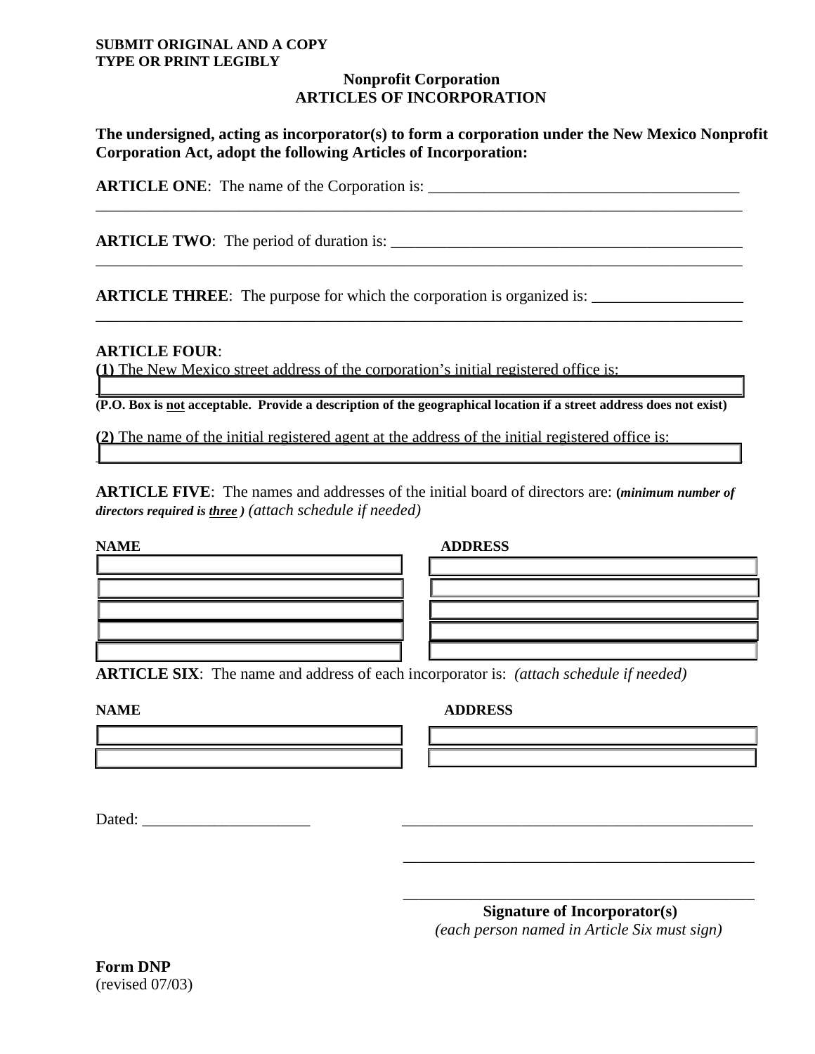**SUBMIT ORIGINAL AND A COPY**
**TYPE OR PRINT LEGIBLY**

## Nonprofit Corporation
## ARTICLES OF INCORPORATION

**The undersigned, acting as incorporator(s) to form a corporation under the New Mexico Nonprofit Corporation Act, adopt the following Articles of Incorporation:**

**ARTICLE ONE**: The name of the Corporation is: ________________________________________
_____________________________________________________________________________________

**ARTICLE TWO**: The period of duration is: _____________________________________________
_____________________________________________________________________________________

**ARTICLE THREE**: The purpose for which the corporation is organized is: ___________________
_____________________________________________________________________________________

**ARTICLE FOUR**:

**(1)** The New Mexico street address of the corporation's initial registered office is:

_____________________________________________________________________________________

**(P.O. Box is not acceptable. Provide a description of the geographical location if a street address does not exist)**

**(2)** The name of the initial registered agent at the address of the initial registered office is:

_____________________________________________________________________________________

**ARTICLE FIVE**: The names and addresses of the initial board of directors are: ***(minimum number of directors required is three )*** *(attach schedule if needed)*

| NAME | ADDRESS |
|---|---|
| | |
| | |
| | |
| | |
| | |

**ARTICLE SIX**: The name and address of each incorporator is: *(attach schedule if needed)*

| NAME | ADDRESS |
|---|---|
| | |
| | |

Dated: _____________________ _____________________________________________

_____________________________________________

_____________________________________________

**Signature of Incorporator(s)**
*(each person named in Article Six must sign)*

**Form DNP**
(revised 07/03)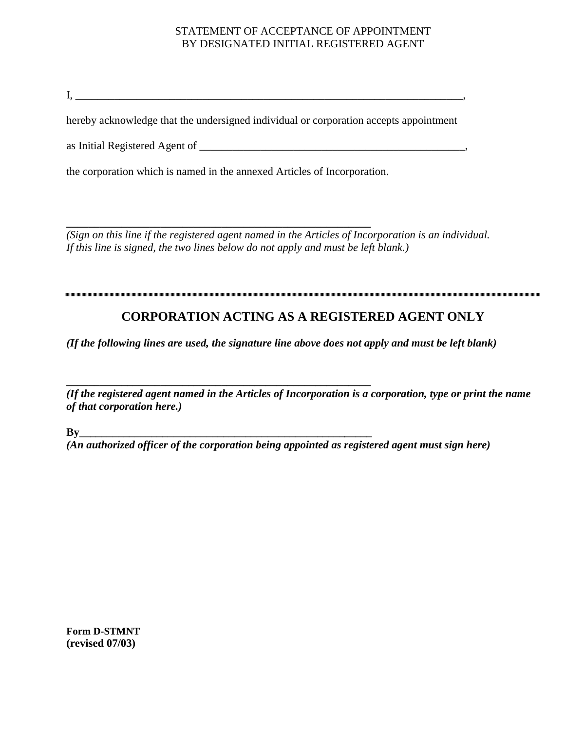STATEMENT OF ACCEPTANCE OF APPOINTMENT
BY DESIGNATED INITIAL REGISTERED AGENT

I, ___________________________________________________________________________,

hereby acknowledge that the undersigned individual or corporation accepts appointment

as Initial Registered Agent of __________________________________________________,

the corporation which is named in the annexed Articles of Incorporation.

____________________________________________________________
*(Sign on this line if the registered agent named in the Articles of Incorporation is an individual. If this line is signed, the two lines below do not apply and must be left blank.)*

---

## CORPORATION ACTING AS A REGISTERED AGENT ONLY

***(If the following lines are used, the signature line above does not apply and must be left blank)***

____________________________________________________________
***(If the registered agent named in the Articles of Incorporation is a corporation, type or print the name of that corporation here.)***

**By**__________________________________________________________
***(An authorized officer of the corporation being appointed as registered agent must sign here)***

**Form D-STMNT**
**(revised 07/03)**